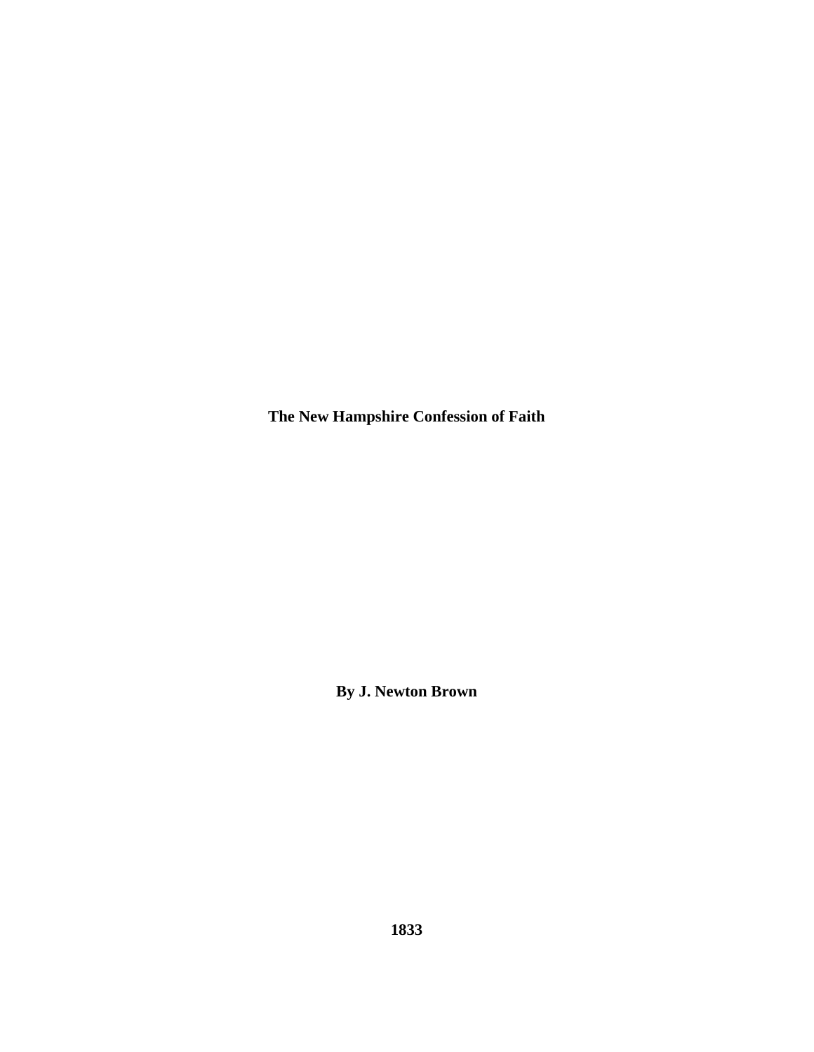# The New Hampshire Confession of Faith

**By J. Newton Brown**

**1833**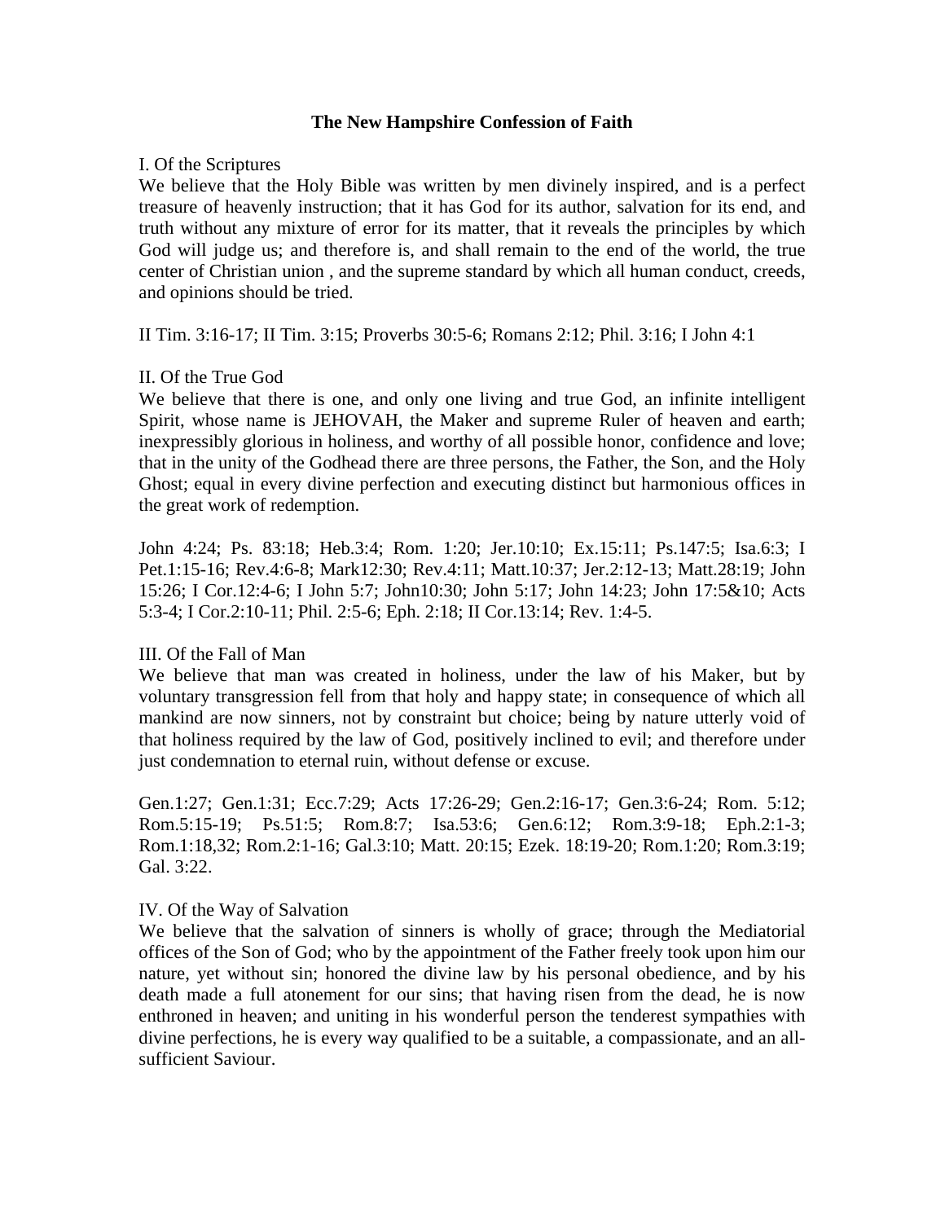# The New Hampshire Confession of Faith

## I. Of the Scriptures

We believe that the Holy Bible was written by men divinely inspired, and is a perfect treasure of heavenly instruction; that it has God for its author, salvation for its end, and truth without any mixture of error for its matter, that it reveals the principles by which God will judge us; and therefore is, and shall remain to the end of the world, the true center of Christian union , and the supreme standard by which all human conduct, creeds, and opinions should be tried.

II Tim. 3:16-17; II Tim. 3:15; Proverbs 30:5-6; Romans 2:12; Phil. 3:16; I John 4:1

## II. Of the True God

We believe that there is one, and only one living and true God, an infinite intelligent Spirit, whose name is JEHOVAH, the Maker and supreme Ruler of heaven and earth; inexpressibly glorious in holiness, and worthy of all possible honor, confidence and love; that in the unity of the Godhead there are three persons, the Father, the Son, and the Holy Ghost; equal in every divine perfection and executing distinct but harmonious offices in the great work of redemption.

John 4:24; Ps. 83:18; Heb.3:4; Rom. 1:20; Jer.10:10; Ex.15:11; Ps.147:5; Isa.6:3; I Pet.1:15-16; Rev.4:6-8; Mark12:30; Rev.4:11; Matt.10:37; Jer.2:12-13; Matt.28:19; John 15:26; I Cor.12:4-6; I John 5:7; John10:30; John 5:17; John 14:23; John 17:5&10; Acts 5:3-4; I Cor.2:10-11; Phil. 2:5-6; Eph. 2:18; II Cor.13:14; Rev. 1:4-5.

## III. Of the Fall of Man

We believe that man was created in holiness, under the law of his Maker, but by voluntary transgression fell from that holy and happy state; in consequence of which all mankind are now sinners, not by constraint but choice; being by nature utterly void of that holiness required by the law of God, positively inclined to evil; and therefore under just condemnation to eternal ruin, without defense or excuse.

Gen.1:27; Gen.1:31; Ecc.7:29; Acts 17:26-29; Gen.2:16-17; Gen.3:6-24; Rom. 5:12; Rom.5:15-19; Ps.51:5; Rom.8:7; Isa.53:6; Gen.6:12; Rom.3:9-18; Eph.2:1-3; Rom.1:18,32; Rom.2:1-16; Gal.3:10; Matt. 20:15; Ezek. 18:19-20; Rom.1:20; Rom.3:19; Gal. 3:22.

## IV. Of the Way of Salvation

We believe that the salvation of sinners is wholly of grace; through the Mediatorial offices of the Son of God; who by the appointment of the Father freely took upon him our nature, yet without sin; honored the divine law by his personal obedience, and by his death made a full atonement for our sins; that having risen from the dead, he is now enthroned in heaven; and uniting in his wonderful person the tenderest sympathies with divine perfections, he is every way qualified to be a suitable, a compassionate, and an all-sufficient Saviour.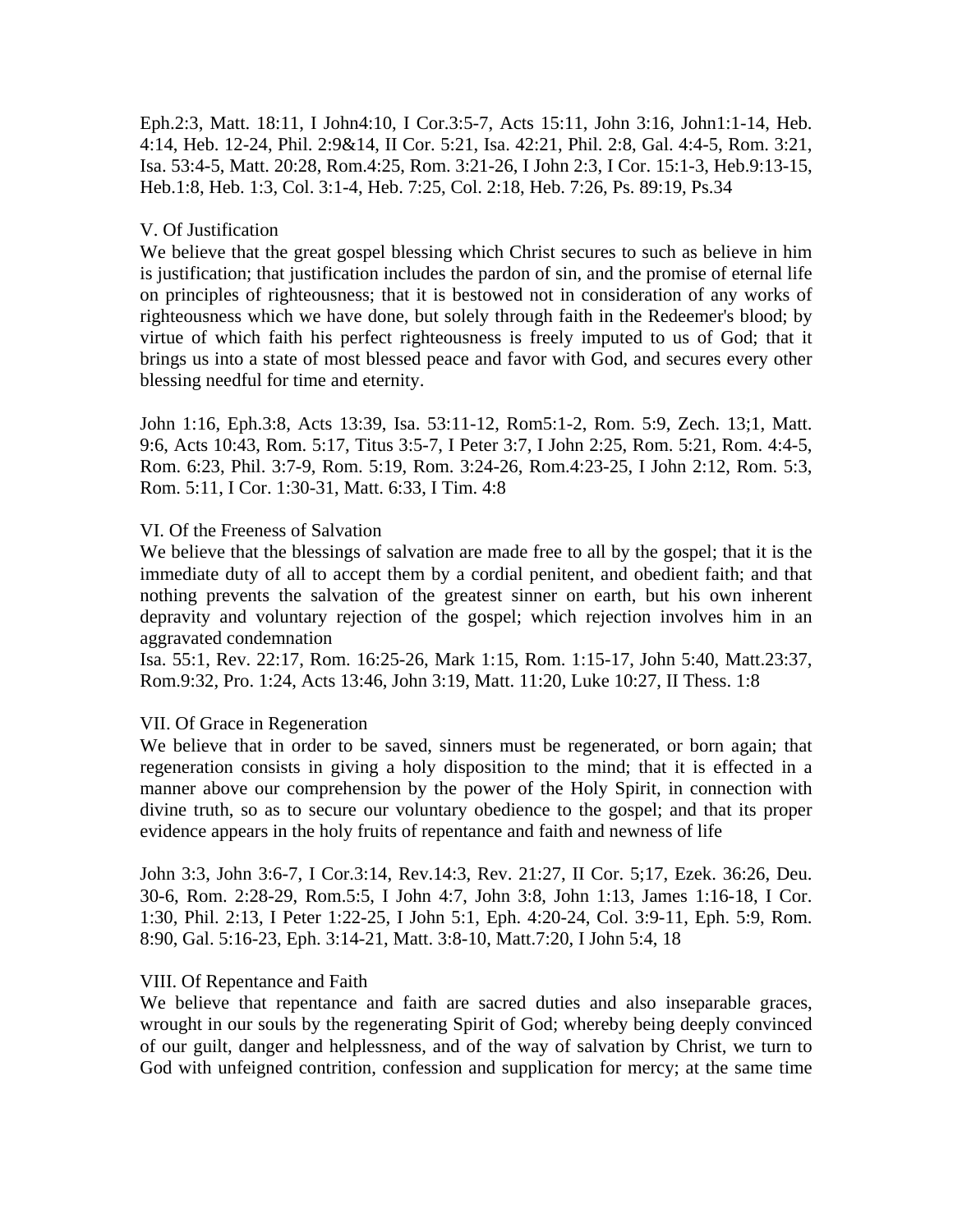Eph.2:3, Matt. 18:11, I John4:10, I Cor.3:5-7, Acts 15:11, John 3:16, John1:1-14, Heb. 4:14, Heb. 12-24, Phil. 2:9&14, II Cor. 5:21, Isa. 42:21, Phil. 2:8, Gal. 4:4-5, Rom. 3:21, Isa. 53:4-5, Matt. 20:28, Rom.4:25, Rom. 3:21-26, I John 2:3, I Cor. 15:1-3, Heb.9:13-15, Heb.1:8, Heb. 1:3, Col. 3:1-4, Heb. 7:25, Col. 2:18, Heb. 7:26, Ps. 89:19, Ps.34

## V. Of Justification

We believe that the great gospel blessing which Christ secures to such as believe in him is justification; that justification includes the pardon of sin, and the promise of eternal life on principles of righteousness; that it is bestowed not in consideration of any works of righteousness which we have done, but solely through faith in the Redeemer's blood; by virtue of which faith his perfect righteousness is freely imputed to us of God; that it brings us into a state of most blessed peace and favor with God, and secures every other blessing needful for time and eternity.

John 1:16, Eph.3:8, Acts 13:39, Isa. 53:11-12, Rom5:1-2, Rom. 5:9, Zech. 13;1, Matt. 9:6, Acts 10:43, Rom. 5:17, Titus 3:5-7, I Peter 3:7, I John 2:25, Rom. 5:21, Rom. 4:4-5, Rom. 6:23, Phil. 3:7-9, Rom. 5:19, Rom. 3:24-26, Rom.4:23-25, I John 2:12, Rom. 5:3, Rom. 5:11, I Cor. 1:30-31, Matt. 6:33, I Tim. 4:8

## VI. Of the Freeness of Salvation

We believe that the blessings of salvation are made free to all by the gospel; that it is the immediate duty of all to accept them by a cordial penitent, and obedient faith; and that nothing prevents the salvation of the greatest sinner on earth, but his own inherent depravity and voluntary rejection of the gospel; which rejection involves him in an aggravated condemnation

Isa. 55:1, Rev. 22:17, Rom. 16:25-26, Mark 1:15, Rom. 1:15-17, John 5:40, Matt.23:37, Rom.9:32, Pro. 1:24, Acts 13:46, John 3:19, Matt. 11:20, Luke 10:27, II Thess. 1:8

## VII. Of Grace in Regeneration

We believe that in order to be saved, sinners must be regenerated, or born again; that regeneration consists in giving a holy disposition to the mind; that it is effected in a manner above our comprehension by the power of the Holy Spirit, in connection with divine truth, so as to secure our voluntary obedience to the gospel; and that its proper evidence appears in the holy fruits of repentance and faith and newness of life

John 3:3, John 3:6-7, I Cor.3:14, Rev.14:3, Rev. 21:27, II Cor. 5;17, Ezek. 36:26, Deu. 30-6, Rom. 2:28-29, Rom.5:5, I John 4:7, John 3:8, John 1:13, James 1:16-18, I Cor. 1:30, Phil. 2:13, I Peter 1:22-25, I John 5:1, Eph. 4:20-24, Col. 3:9-11, Eph. 5:9, Rom. 8:90, Gal. 5:16-23, Eph. 3:14-21, Matt. 3:8-10, Matt.7:20, I John 5:4, 18

## VIII. Of Repentance and Faith

We believe that repentance and faith are sacred duties and also inseparable graces, wrought in our souls by the regenerating Spirit of God; whereby being deeply convinced of our guilt, danger and helplessness, and of the way of salvation by Christ, we turn to God with unfeigned contrition, confession and supplication for mercy; at the same time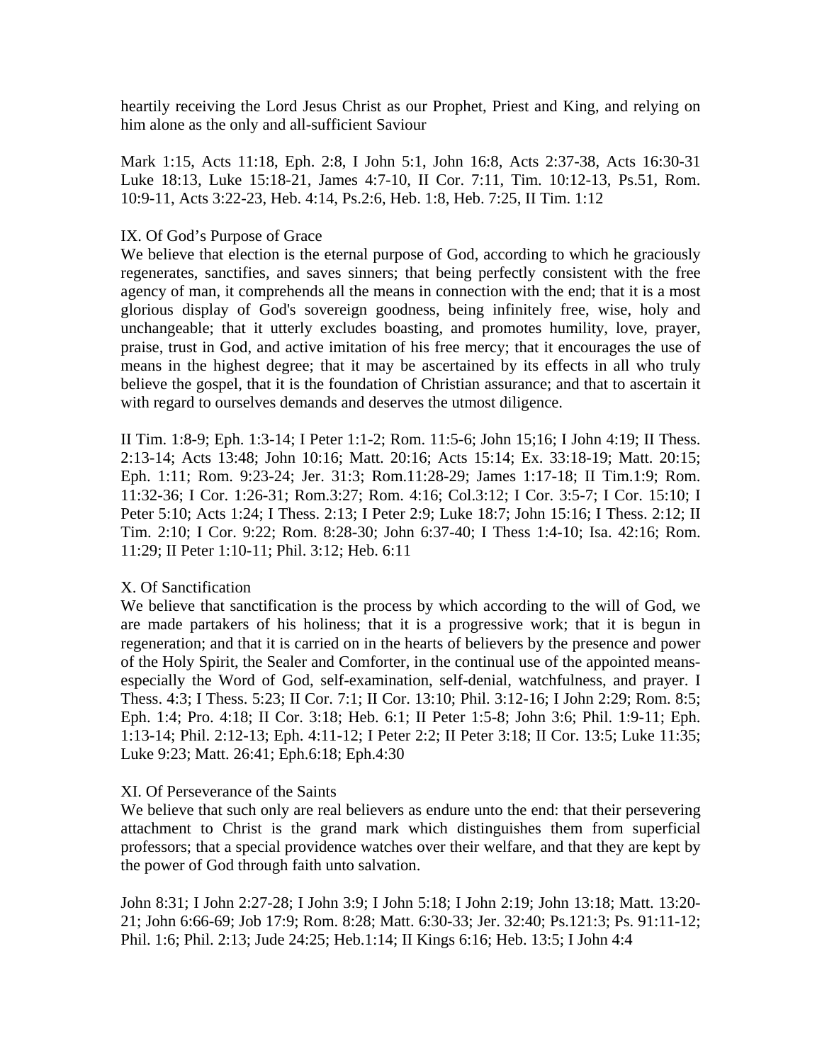heartily receiving the Lord Jesus Christ as our Prophet, Priest and King, and relying on him alone as the only and all-sufficient Saviour

Mark 1:15, Acts 11:18, Eph. 2:8, I John 5:1, John 16:8, Acts 2:37-38, Acts 16:30-31 Luke 18:13, Luke 15:18-21, James 4:7-10, II Cor. 7:11, Tim. 10:12-13, Ps.51, Rom. 10:9-11, Acts 3:22-23, Heb. 4:14, Ps.2:6, Heb. 1:8, Heb. 7:25, II Tim. 1:12

IX. Of God's Purpose of Grace

We believe that election is the eternal purpose of God, according to which he graciously regenerates, sanctifies, and saves sinners; that being perfectly consistent with the free agency of man, it comprehends all the means in connection with the end; that it is a most glorious display of God's sovereign goodness, being infinitely free, wise, holy and unchangeable; that it utterly excludes boasting, and promotes humility, love, prayer, praise, trust in God, and active imitation of his free mercy; that it encourages the use of means in the highest degree; that it may be ascertained by its effects in all who truly believe the gospel, that it is the foundation of Christian assurance; and that to ascertain it with regard to ourselves demands and deserves the utmost diligence.

II Tim. 1:8-9; Eph. 1:3-14; I Peter 1:1-2; Rom. 11:5-6; John 15;16; I John 4:19; II Thess. 2:13-14; Acts 13:48; John 10:16; Matt. 20:16; Acts 15:14; Ex. 33:18-19; Matt. 20:15; Eph. 1:11; Rom. 9:23-24; Jer. 31:3; Rom.11:28-29; James 1:17-18; II Tim.1:9; Rom. 11:32-36; I Cor. 1:26-31; Rom.3:27; Rom. 4:16; Col.3:12; I Cor. 3:5-7; I Cor. 15:10; I Peter 5:10; Acts 1:24; I Thess. 2:13; I Peter 2:9; Luke 18:7; John 15:16; I Thess. 2:12; II Tim. 2:10; I Cor. 9:22; Rom. 8:28-30; John 6:37-40; I Thess 1:4-10; Isa. 42:16; Rom. 11:29; II Peter 1:10-11; Phil. 3:12; Heb. 6:11

X. Of Sanctification

We believe that sanctification is the process by which according to the will of God, we are made partakers of his holiness; that it is a progressive work; that it is begun in regeneration; and that it is carried on in the hearts of believers by the presence and power of the Holy Spirit, the Sealer and Comforter, in the continual use of the appointed means-especially the Word of God, self-examination, self-denial, watchfulness, and prayer. I Thess. 4:3; I Thess. 5:23; II Cor. 7:1; II Cor. 13:10; Phil. 3:12-16; I John 2:29; Rom. 8:5; Eph. 1:4; Pro. 4:18; II Cor. 3:18; Heb. 6:1; II Peter 1:5-8; John 3:6; Phil. 1:9-11; Eph. 1:13-14; Phil. 2:12-13; Eph. 4:11-12; I Peter 2:2; II Peter 3:18; II Cor. 13:5; Luke 11:35; Luke 9:23; Matt. 26:41; Eph.6:18; Eph.4:30

XI. Of Perseverance of the Saints

We believe that such only are real believers as endure unto the end: that their persevering attachment to Christ is the grand mark which distinguishes them from superficial professors; that a special providence watches over their welfare, and that they are kept by the power of God through faith unto salvation.

John 8:31; I John 2:27-28; I John 3:9; I John 5:18; I John 2:19; John 13:18; Matt. 13:20-21; John 6:66-69; Job 17:9; Rom. 8:28; Matt. 6:30-33; Jer. 32:40; Ps.121:3; Ps. 91:11-12; Phil. 1:6; Phil. 2:13; Jude 24:25; Heb.1:14; II Kings 6:16; Heb. 13:5; I John 4:4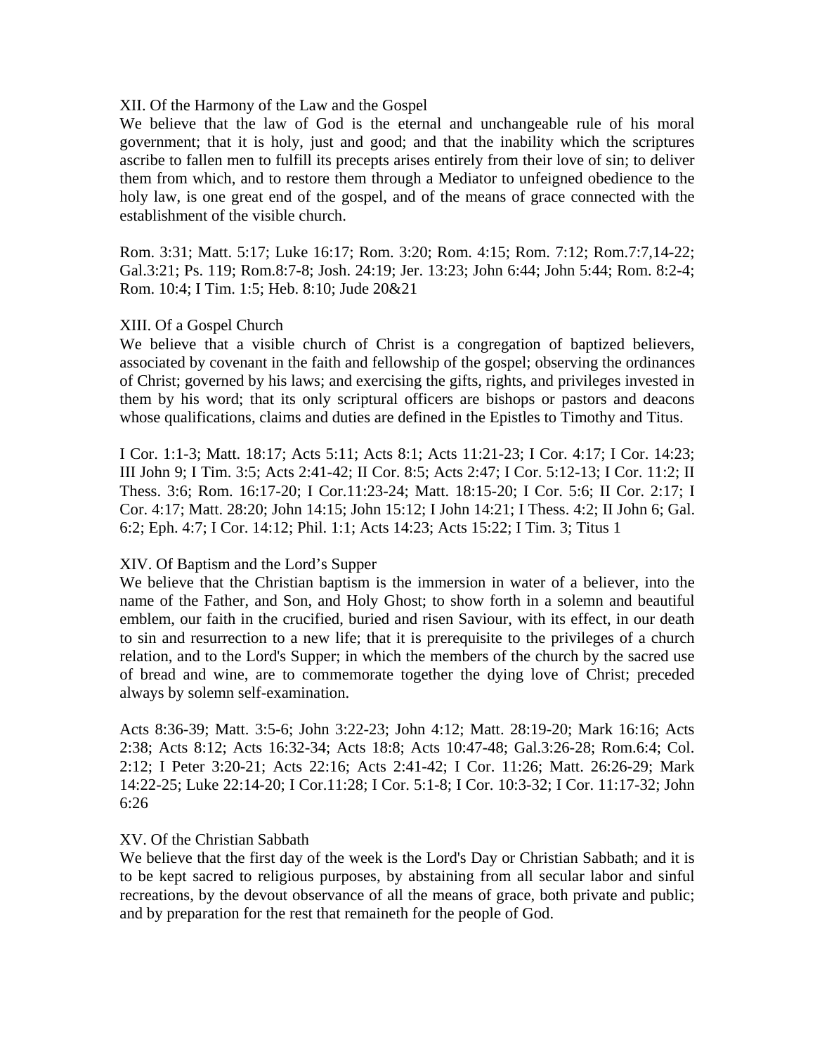## XII. Of the Harmony of the Law and the Gospel

We believe that the law of God is the eternal and unchangeable rule of his moral government; that it is holy, just and good; and that the inability which the scriptures ascribe to fallen men to fulfill its precepts arises entirely from their love of sin; to deliver them from which, and to restore them through a Mediator to unfeigned obedience to the holy law, is one great end of the gospel, and of the means of grace connected with the establishment of the visible church.

Rom. 3:31; Matt. 5:17; Luke 16:17; Rom. 3:20; Rom. 4:15; Rom. 7:12; Rom.7:7,14-22; Gal.3:21; Ps. 119; Rom.8:7-8; Josh. 24:19; Jer. 13:23; John 6:44; John 5:44; Rom. 8:2-4; Rom. 10:4; I Tim. 1:5; Heb. 8:10; Jude 20&21

## XIII. Of a Gospel Church

We believe that a visible church of Christ is a congregation of baptized believers, associated by covenant in the faith and fellowship of the gospel; observing the ordinances of Christ; governed by his laws; and exercising the gifts, rights, and privileges invested in them by his word; that its only scriptural officers are bishops or pastors and deacons whose qualifications, claims and duties are defined in the Epistles to Timothy and Titus.

I Cor. 1:1-3; Matt. 18:17; Acts 5:11; Acts 8:1; Acts 11:21-23; I Cor. 4:17; I Cor. 14:23; III John 9; I Tim. 3:5; Acts 2:41-42; II Cor. 8:5; Acts 2:47; I Cor. 5:12-13; I Cor. 11:2; II Thess. 3:6; Rom. 16:17-20; I Cor.11:23-24; Matt. 18:15-20; I Cor. 5:6; II Cor. 2:17; I Cor. 4:17; Matt. 28:20; John 14:15; John 15:12; I John 14:21; I Thess. 4:2; II John 6; Gal. 6:2; Eph. 4:7; I Cor. 14:12; Phil. 1:1; Acts 14:23; Acts 15:22; I Tim. 3; Titus 1

## XIV. Of Baptism and the Lord's Supper

We believe that the Christian baptism is the immersion in water of a believer, into the name of the Father, and Son, and Holy Ghost; to show forth in a solemn and beautiful emblem, our faith in the crucified, buried and risen Saviour, with its effect, in our death to sin and resurrection to a new life; that it is prerequisite to the privileges of a church relation, and to the Lord's Supper; in which the members of the church by the sacred use of bread and wine, are to commemorate together the dying love of Christ; preceded always by solemn self-examination.

Acts 8:36-39; Matt. 3:5-6; John 3:22-23; John 4:12; Matt. 28:19-20; Mark 16:16; Acts 2:38; Acts 8:12; Acts 16:32-34; Acts 18:8; Acts 10:47-48; Gal.3:26-28; Rom.6:4; Col. 2:12; I Peter 3:20-21; Acts 22:16; Acts 2:41-42; I Cor. 11:26; Matt. 26:26-29; Mark 14:22-25; Luke 22:14-20; I Cor.11:28; I Cor. 5:1-8; I Cor. 10:3-32; I Cor. 11:17-32; John 6:26

## XV. Of the Christian Sabbath

We believe that the first day of the week is the Lord's Day or Christian Sabbath; and it is to be kept sacred to religious purposes, by abstaining from all secular labor and sinful recreations, by the devout observance of all the means of grace, both private and public; and by preparation for the rest that remaineth for the people of God.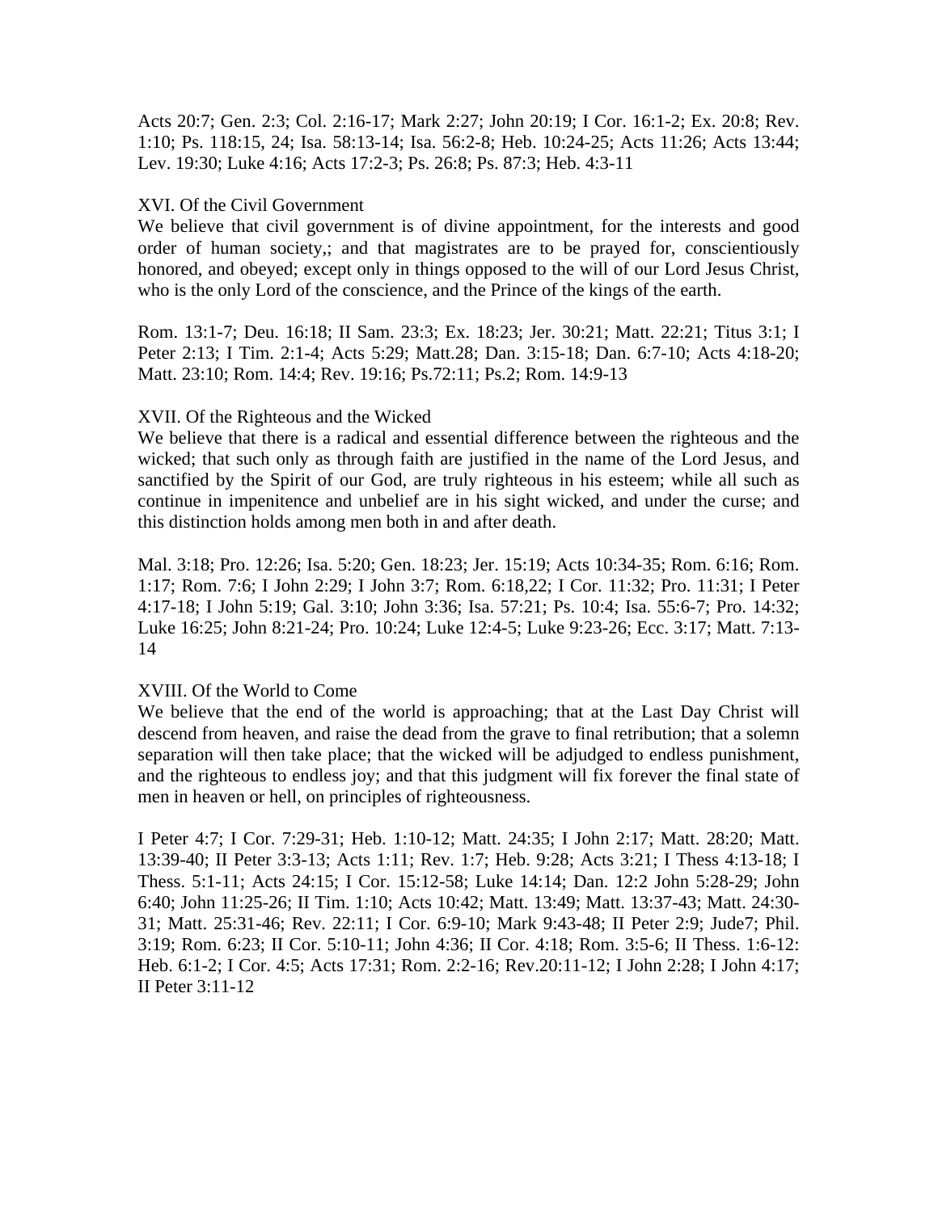Acts 20:7; Gen. 2:3; Col. 2:16-17; Mark 2:27; John 20:19; I Cor. 16:1-2; Ex. 20:8; Rev. 1:10; Ps. 118:15, 24; Isa. 58:13-14; Isa. 56:2-8; Heb. 10:24-25; Acts 11:26; Acts 13:44; Lev. 19:30; Luke 4:16; Acts 17:2-3; Ps. 26:8; Ps. 87:3; Heb. 4:3-11

## XVI. Of the Civil Government

We believe that civil government is of divine appointment, for the interests and good order of human society,; and that magistrates are to be prayed for, conscientiously honored, and obeyed; except only in things opposed to the will of our Lord Jesus Christ, who is the only Lord of the conscience, and the Prince of the kings of the earth.

Rom. 13:1-7; Deu. 16:18; II Sam. 23:3; Ex. 18:23; Jer. 30:21; Matt. 22:21; Titus 3:1; I Peter 2:13; I Tim. 2:1-4; Acts 5:29; Matt.28; Dan. 3:15-18; Dan. 6:7-10; Acts 4:18-20; Matt. 23:10; Rom. 14:4; Rev. 19:16; Ps.72:11; Ps.2; Rom. 14:9-13

## XVII. Of the Righteous and the Wicked

We believe that there is a radical and essential difference between the righteous and the wicked; that such only as through faith are justified in the name of the Lord Jesus, and sanctified by the Spirit of our God, are truly righteous in his esteem; while all such as continue in impenitence and unbelief are in his sight wicked, and under the curse; and this distinction holds among men both in and after death.

Mal. 3:18; Pro. 12:26; Isa. 5:20; Gen. 18:23; Jer. 15:19; Acts 10:34-35; Rom. 6:16; Rom. 1:17; Rom. 7:6; I John 2:29; I John 3:7; Rom. 6:18,22; I Cor. 11:32; Pro. 11:31; I Peter 4:17-18; I John 5:19; Gal. 3:10; John 3:36; Isa. 57:21; Ps. 10:4; Isa. 55:6-7; Pro. 14:32; Luke 16:25; John 8:21-24; Pro. 10:24; Luke 12:4-5; Luke 9:23-26; Ecc. 3:17; Matt. 7:13-14

## XVIII. Of the World to Come

We believe that the end of the world is approaching; that at the Last Day Christ will descend from heaven, and raise the dead from the grave to final retribution; that a solemn separation will then take place; that the wicked will be adjudged to endless punishment, and the righteous to endless joy; and that this judgment will fix forever the final state of men in heaven or hell, on principles of righteousness.

I Peter 4:7; I Cor. 7:29-31; Heb. 1:10-12; Matt. 24:35; I John 2:17; Matt. 28:20; Matt. 13:39-40; II Peter 3:3-13; Acts 1:11; Rev. 1:7; Heb. 9:28; Acts 3:21; I Thess 4:13-18; I Thess. 5:1-11; Acts 24:15; I Cor. 15:12-58; Luke 14:14; Dan. 12:2 John 5:28-29; John 6:40; John 11:25-26; II Tim. 1:10; Acts 10:42; Matt. 13:49; Matt. 13:37-43; Matt. 24:30-31; Matt. 25:31-46; Rev. 22:11; I Cor. 6:9-10; Mark 9:43-48; II Peter 2:9; Jude7; Phil. 3:19; Rom. 6:23; II Cor. 5:10-11; John 4:36; II Cor. 4:18; Rom. 3:5-6; II Thess. 1:6-12: Heb. 6:1-2; I Cor. 4:5; Acts 17:31; Rom. 2:2-16; Rev.20:11-12; I John 2:28; I John 4:17; II Peter 3:11-12